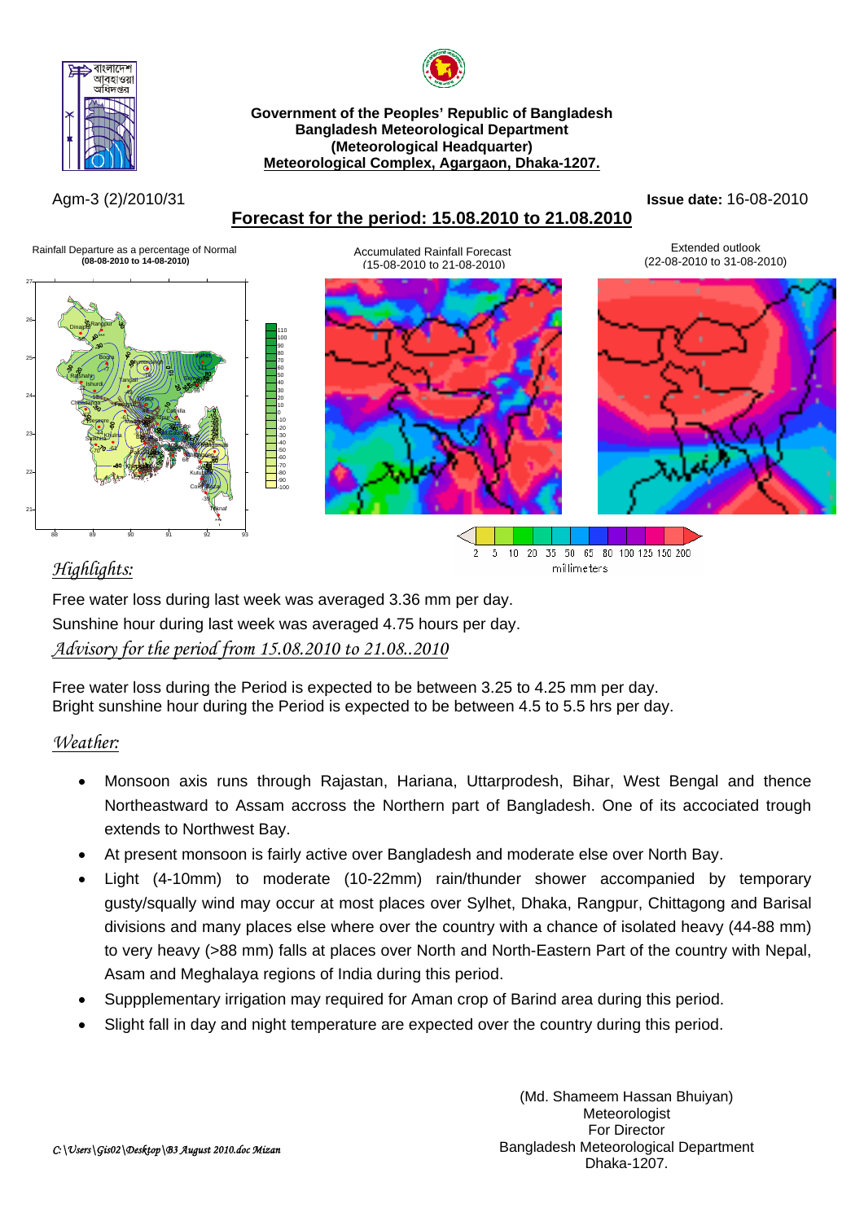**Government of the Peoples' Republic of Bangladesh**
**Bangladesh Meteorological Department**
**(Meteorological Headquarter)**
**Meteorological Complex, Agargaon, Dhaka-1207.**

Agm-3 (2)/2010/31

**Issue date:** 16-08-2010

## Forecast for the period: 15.08.2010 to 21.08.2010

Rainfall Departure as a percentage of Normal
**(08-08-2010 to 14-08-2010)**

Accumulated Rainfall Forecast
(15-08-2010 to 21-08-2010)

Extended outlook
(22-08-2010 to 31-08-2010)

2 5 10 20 35 50 65 80 100 125 150 200
millimeters

### *Highlights:*

Free water loss during last week was averaged 3.36 mm per day.
Sunshine hour during last week was averaged 4.75 hours per day.

### *Advisory for the period from 15.08.2010 to 21.08..2010*

Free water loss during the Period is expected to be between 3.25 to 4.25 mm per day.
Bright sunshine hour during the Period is expected to be between 4.5 to 5.5 hrs per day.

### *Weather:*

- Monsoon axis runs through Rajastan, Hariana, Uttarprodesh, Bihar, West Bengal and thence Northeastward to Assam accross the Northern part of Bangladesh. One of its accociated trough extends to Northwest Bay.
- At present monsoon is fairly active over Bangladesh and moderate else over North Bay.
- Light (4-10mm) to moderate (10-22mm) rain/thunder shower accompanied by temporary gusty/squally wind may occur at most places over Sylhet, Dhaka, Rangpur, Chittagong and Barisal divisions and many places else where over the country with a chance of isolated heavy (44-88 mm) to very heavy (>88 mm) falls at places over North and North-Eastern Part of the country with Nepal, Asam and Meghalaya regions of India during this period.
- Suppplementary irrigation may required for Aman crop of Barind area during this period.
- Slight fall in day and night temperature are expected over the country during this period.

(Md. Shameem Hassan Bhuiyan)
Meteorologist
For Director
Bangladesh Meteorological Department
Dhaka-1207.

*C:\Users\Gis02\Desktop\B3 August 2010.doc Mizan*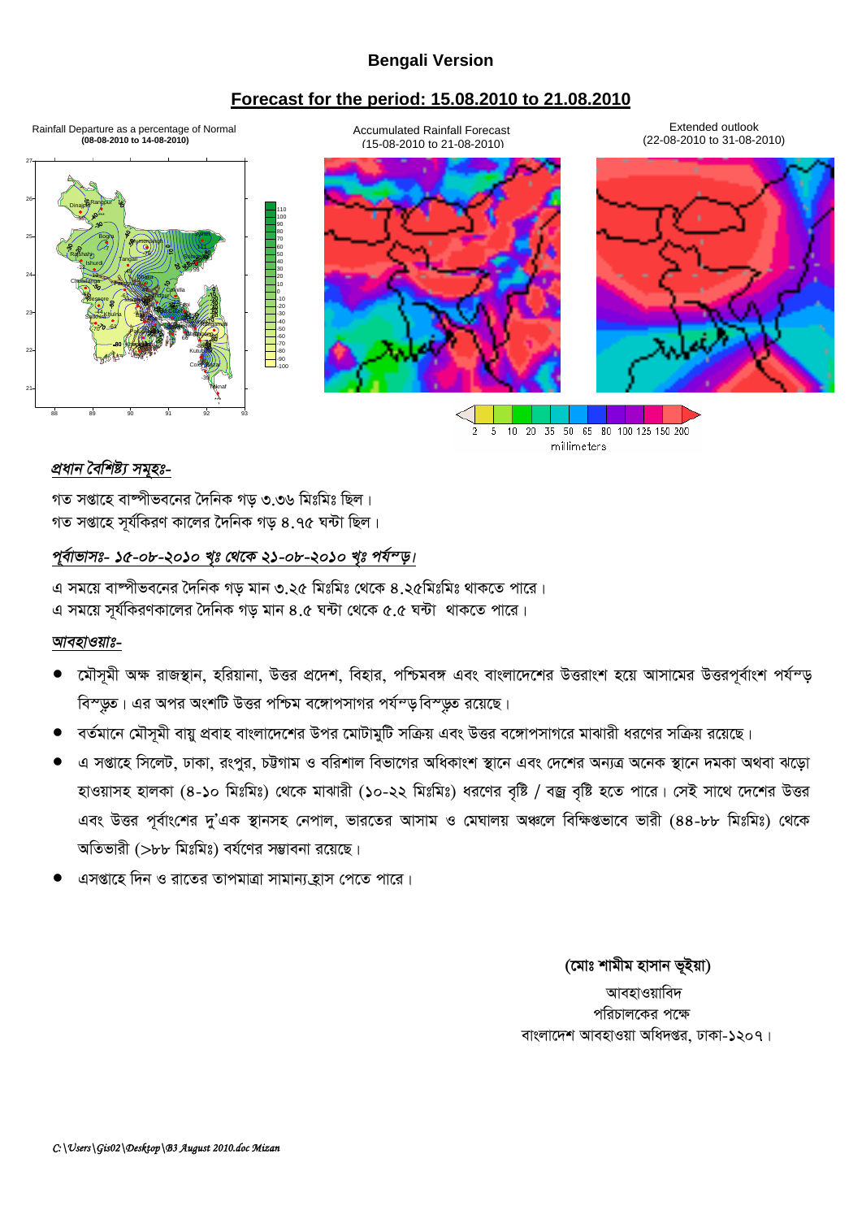## Bengali Version

## Forecast for the period: 15.08.2010 to 21.08.2010

Rainfall Departure as a percentage of Normal
**(08-08-2010 to 14-08-2010)**

Accumulated Rainfall Forecast
(15-08-2010 to 21-08-2010)

Extended outlook
(22-08-2010 to 31-08-2010)

2 5 10 20 35 50 65 80 100 125 150 200
millimeters

*প্রধান বৈশিষ্ট্য সমূহঃ-*

গত সপ্তাহে বাষ্পীভবনের দৈনিক গড় ৩.৩৬ মিঃমিঃ ছিল।
গত সপ্তাহে সূর্যকিরণ কালের দৈনিক গড় ৪.৭৫ ঘন্টা ছিল।

*পূর্বাভাসঃ- ১৫-০৮-২০১০ খৃঃ থেকে ২১-০৮-২০১০ খৃঃ পর্যন্ড়।*

এ সময়ে বাষ্পীভবনের দৈনিক গড় মান ৩.২৫ মিঃমিঃ থেকে ৪.২৫মিঃমিঃ থাকতে পারে।
এ সময়ে সূর্যকিরণকালের দৈনিক গড় মান ৪.৫ ঘন্টা থেকে ৫.৫ ঘন্টা থাকতে পারে।

*আবহাওয়াঃ-*

- মৌসুমী অক্ষ রাজস্থান, হরিয়ানা, উত্তর প্রদেশ, বিহার, পশ্চিমবঙ্গ এবং বাংলাদেশের উত্তরাংশ হয়ে আসামের উত্তরপূর্বাংশ পর্যন্ড় বিস্ড়ৃত। এর অপর অংশটি উত্তর পশ্চিম বঙ্গোপসাগর পর্যন্ড় বিস্ড়ৃত রয়েছে।
- বর্তমানে মৌসুমী বায়ু প্রবাহ বাংলাদেশের উপর মোটামুটি সক্রিয় এবং উত্তর বঙ্গোপসাগরে মাঝারী ধরণের সক্রিয় রয়েছে।
- এ সপ্তাহে সিলেট, ঢাকা, রংপুর, চট্টগাম ও বরিশাল বিভাগের অধিকাংশ স্থানে এবং দেশের অন্যত্র অনেক স্থানে দমকা অথবা ঝড়ো হাওয়াসহ হালকা (৪-১০ মিঃমিঃ) থেকে মাঝারী (১০-২২ মিঃমিঃ) ধরণের বৃষ্টি / বজ্র বৃষ্টি হতে পারে। সেই সাথে দেশের উত্তর এবং উত্তর পূর্বাংশের দু'এক স্থানসহ নেপাল, ভারতের আসাম ও মেঘালয় অঞ্চলে বিক্ষিপ্তভাবে ভারী (৪৪-৮৮ মিঃমিঃ) থেকে অতিভারী (>৮৮ মিঃমিঃ) বর্ষণের সম্ভাবনা রয়েছে।
- এসপ্তাহে দিন ও রাতের তাপমাত্রা সামান্য হ্রাস পেতে পারে।

**(মোঃ শামীম হাসান ভূইয়া)**
আবহাওয়াবিদ
পরিচালকের পক্ষে
বাংলাদেশ আবহাওয়া অধিদপ্তর, ঢাকা-১২০৭।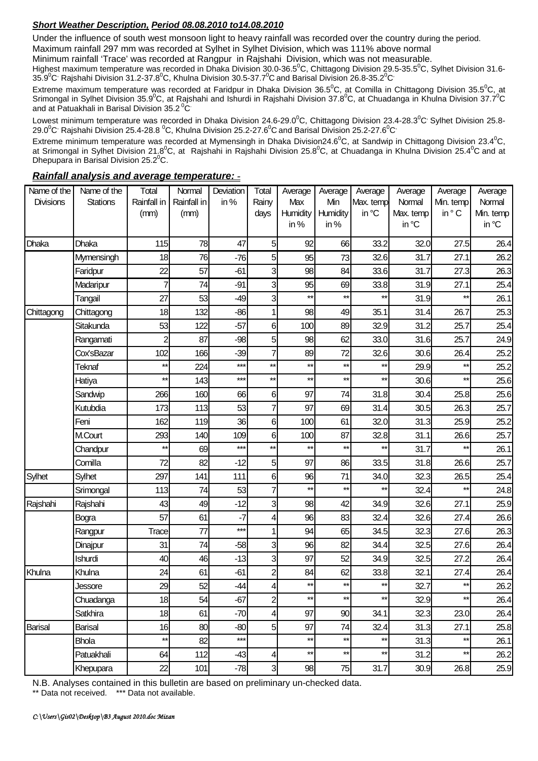***Short Weather Description, Period 08.08.2010 to14.08.2010***

Under the influence of south west monsoon light to heavy rainfall was recorded over the country during the period.
Maximum rainfall 297 mm was recorded at Sylhet in Sylhet Division, which was 111% above normal
Minimum rainfall 'Trace' was recorded at Rangpur in Rajshahi Division, which was not measurable.
Highest maximum temperature was recorded in Dhaka Division 30.0-36.5$^0$C, Chittagong Division 29.5-35.5$^0$C, Sylhet Division 31.6-35.9$^0$C, Rajshahi Division 31.2-37.8$^0$C, Khulna Division 30.5-37.7$^0$C and Barisal Division 26.8-35.2$^0$C.

Extreme maximum temperature was recorded at Faridpur in Dhaka Division 36.5$^0$C, at Comilla in Chittagong Division 35.5$^0$C, at Srimongal in Sylhet Division 35.9$^0$C, at Rajshahi and Ishurdi in Rajshahi Division 37.8$^0$C, at Chuadanga in Khulna Division 37.7$^0$C and at Patuakhali in Barisal Division 35.2 $^0$C.

Lowest minimum temperature was recorded in Dhaka Division 24.6-29.0$^0$C, Chittagong Division 23.4-28.3$^0$C, Sylhet Division 25.8-29.0$^0$C, Rajshahi Division 25.4-28.8 $^0$C, Khulna Division 25.2-27.6$^0$C and Barisal Division 25.2-27.6$^0$C.

Extreme minimum temperature was recorded at Mymensingh in Dhaka Division24.6$^0$C, at Sandwip in Chittagong Division 23.4$^0$C, at Srimongal in Sylhet Division 21.8$^0$C, at Rajshahi in Rajshahi Division 25.8$^0$C, at Chuadanga in Khulna Division 25.4$^0$C and at Dhepupara in Barisal Division 25.2$^0$C.

***Rainfall analysis and average temperature:*** -

| Name of the Divisions | Name of the Stations | Total Rainfall in (mm) | Normal Rainfall in (mm) | Deviation in % | Total Rainy days | Average Max Humidity in % | Average Min Humidity in % | Average Max. temp in °C | Average Normal Max. temp in °C | Average Min. temp in ° C | Average Normal Min. temp in °C |
|---|---|---|---|---|---|---|---|---|---|---|---|
| Dhaka | Dhaka | 115 | 78 | 47 | 5 | 92 | 66 | 33.2 | 32.0 | 27.5 | 26.4 |
| | Mymensingh | 18 | 76 | -76 | 5 | 95 | 73 | 32.6 | 31.7 | 27.1 | 26.2 |
| | Faridpur | 22 | 57 | -61 | 3 | 98 | 84 | 33.6 | 31.7 | 27.3 | 26.3 |
| | Madaripur | 7 | 74 | -91 | 3 | 95 | 69 | 33.8 | 31.9 | 27.1 | 25.4 |
| | Tangail | 27 | 53 | -49 | 3 | ** | ** | ** | 31.9 | ** | 26.1 |
| Chittagong | Chittagong | 18 | 132 | -86 | 1 | 98 | 49 | 35.1 | 31.4 | 26.7 | 25.3 |
| | Sitakunda | 53 | 122 | -57 | 6 | 100 | 89 | 32.9 | 31.2 | 25.7 | 25.4 |
| | Rangamati | 2 | 87 | -98 | 5 | 98 | 62 | 33.0 | 31.6 | 25.7 | 24.9 |
| | Cox'sBazar | 102 | 166 | -39 | 7 | 89 | 72 | 32.6 | 30.6 | 26.4 | 25.2 |
| | Teknaf | ** | 224 | *** | ** | ** | ** | ** | 29.9 | ** | 25.2 |
| | Hatiya | ** | 143 | *** | ** | ** | ** | ** | 30.6 | ** | 25.6 |
| | Sandwip | 266 | 160 | 66 | 6 | 97 | 74 | 31.8 | 30.4 | 25.8 | 25.6 |
| | Kutubdia | 173 | 113 | 53 | 7 | 97 | 69 | 31.4 | 30.5 | 26.3 | 25.7 |
| | Feni | 162 | 119 | 36 | 6 | 100 | 61 | 32.0 | 31.3 | 25.9 | 25.2 |
| | M.Court | 293 | 140 | 109 | 6 | 100 | 87 | 32.8 | 31.1 | 26.6 | 25.7 |
| | Chandpur | ** | 69 | *** | ** | ** | ** | ** | 31.7 | ** | 26.1 |
| | Comilla | 72 | 82 | -12 | 5 | 97 | 86 | 33.5 | 31.8 | 26.6 | 25.7 |
| Sylhet | Sylhet | 297 | 141 | 111 | 6 | 96 | 71 | 34.0 | 32.3 | 26.5 | 25.4 |
| | Srimongal | 113 | 74 | 53 | 7 | ** | ** | ** | 32.4 | ** | 24.8 |
| Rajshahi | Rajshahi | 43 | 49 | -12 | 3 | 98 | 42 | 34.9 | 32.6 | 27.1 | 25.9 |
| | Bogra | 57 | 61 | -7 | 4 | 96 | 83 | 32.4 | 32.6 | 27.4 | 26.6 |
| | Rangpur | Trace | 77 | *** | 1 | 94 | 65 | 34.5 | 32.3 | 27.6 | 26.3 |
| | Dinajpur | 31 | 74 | -58 | 3 | 96 | 82 | 34.4 | 32.5 | 27.6 | 26.4 |
| | Ishurdi | 40 | 46 | -13 | 3 | 97 | 52 | 34.9 | 32.5 | 27.2 | 26.4 |
| Khulna | Khulna | 24 | 61 | -61 | 2 | 84 | 62 | 33.8 | 32.1 | 27.4 | 26.4 |
| | Jessore | 29 | 52 | -44 | 4 | ** | ** | ** | 32.7 | ** | 26.2 |
| | Chuadanga | 18 | 54 | -67 | 2 | ** | ** | ** | 32.9 | ** | 26.4 |
| | Satkhira | 18 | 61 | -70 | 4 | 97 | 90 | 34.1 | 32.3 | 23.0 | 26.4 |
| Barisal | Barisal | 16 | 80 | -80 | 5 | 97 | 74 | 32.4 | 31.3 | 27.1 | 25.8 |
| | Bhola | ** | 82 | *** | | ** | ** | ** | 31.3 | ** | 26.1 |
| | Patuakhali | 64 | 112 | -43 | 4 | ** | ** | ** | 31.2 | ** | 26.2 |
| | Khepupara | 22 | 101 | -78 | 3 | 98 | 75 | 31.7 | 30.9 | 26.8 | 25.9 |

N.B. Analyses contained in this bulletin are based on preliminary un-checked data.
** Data not received. *** Data not available.

*C:\Users\Gis02\Desktop\B3 August 2010.doc Mizan*